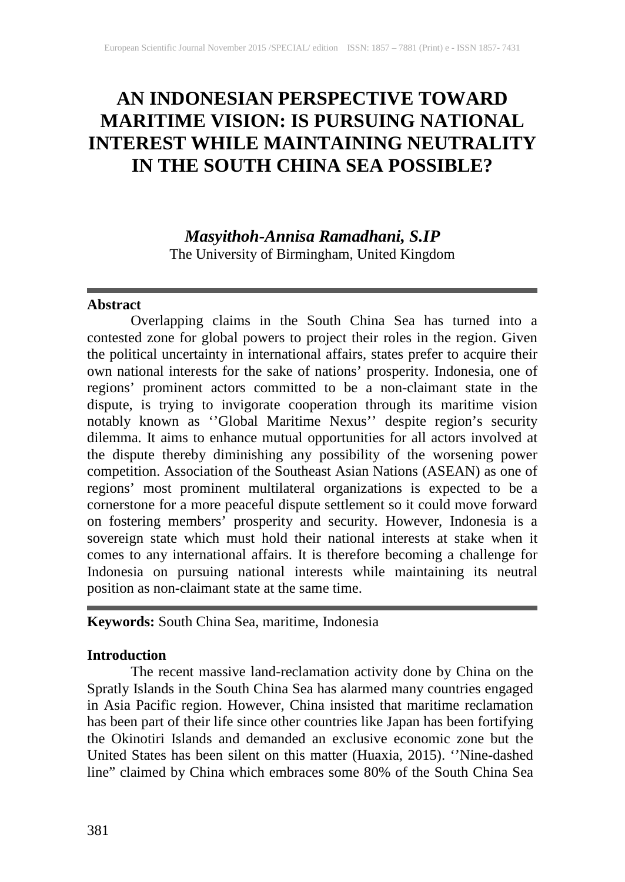# AN INDONESIAN PERSPECTIVE TOWARD MARITIME VISION: IS PURSUING NATIONAL INTEREST WHILE MAINTAINING NEUTRALITY IN THE SOUTH CHINA SEA POSSIBLE?

***Masyithoh-Annisa Ramadhani, S.IP***
The University of Birmingham, United Kingdom

## Abstract

Overlapping claims in the South China Sea has turned into a contested zone for global powers to project their roles in the region. Given the political uncertainty in international affairs, states prefer to acquire their own national interests for the sake of nations' prosperity. Indonesia, one of regions' prominent actors committed to be a non-claimant state in the dispute, is trying to invigorate cooperation through its maritime vision notably known as ''Global Maritime Nexus'' despite region's security dilemma. It aims to enhance mutual opportunities for all actors involved at the dispute thereby diminishing any possibility of the worsening power competition. Association of the Southeast Asian Nations (ASEAN) as one of regions' most prominent multilateral organizations is expected to be a cornerstone for a more peaceful dispute settlement so it could move forward on fostering members' prosperity and security. However, Indonesia is a sovereign state which must hold their national interests at stake when it comes to any international affairs. It is therefore becoming a challenge for Indonesia on pursuing national interests while maintaining its neutral position as non-claimant state at the same time.

**Keywords:** South China Sea, maritime, Indonesia

## Introduction

The recent massive land-reclamation activity done by China on the Spratly Islands in the South China Sea has alarmed many countries engaged in Asia Pacific region. However, China insisted that maritime reclamation has been part of their life since other countries like Japan has been fortifying the Okinotiri Islands and demanded an exclusive economic zone but the United States has been silent on this matter (Huaxia, 2015). ''Nine-dashed line" claimed by China which embraces some 80% of the South China Sea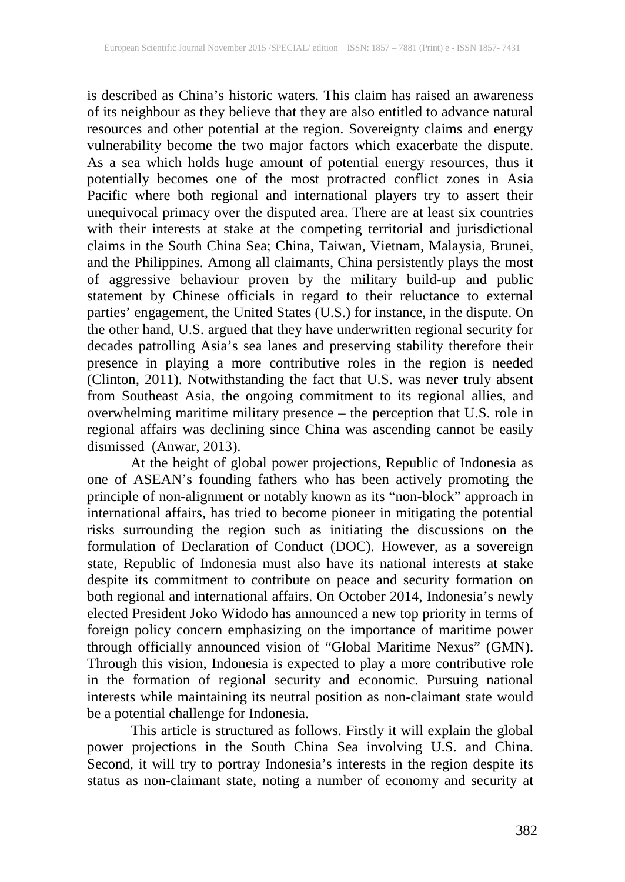is described as China's historic waters. This claim has raised an awareness of its neighbour as they believe that they are also entitled to advance natural resources and other potential at the region. Sovereignty claims and energy vulnerability become the two major factors which exacerbate the dispute. As a sea which holds huge amount of potential energy resources, thus it potentially becomes one of the most protracted conflict zones in Asia Pacific where both regional and international players try to assert their unequivocal primacy over the disputed area. There are at least six countries with their interests at stake at the competing territorial and jurisdictional claims in the South China Sea; China, Taiwan, Vietnam, Malaysia, Brunei, and the Philippines. Among all claimants, China persistently plays the most of aggressive behaviour proven by the military build-up and public statement by Chinese officials in regard to their reluctance to external parties' engagement, the United States (U.S.) for instance, in the dispute. On the other hand, U.S. argued that they have underwritten regional security for decades patrolling Asia's sea lanes and preserving stability therefore their presence in playing a more contributive roles in the region is needed (Clinton, 2011). Notwithstanding the fact that U.S. was never truly absent from Southeast Asia, the ongoing commitment to its regional allies, and overwhelming maritime military presence – the perception that U.S. role in regional affairs was declining since China was ascending cannot be easily dismissed (Anwar, 2013).

At the height of global power projections, Republic of Indonesia as one of ASEAN's founding fathers who has been actively promoting the principle of non-alignment or notably known as its "non-block" approach in international affairs, has tried to become pioneer in mitigating the potential risks surrounding the region such as initiating the discussions on the formulation of Declaration of Conduct (DOC). However, as a sovereign state, Republic of Indonesia must also have its national interests at stake despite its commitment to contribute on peace and security formation on both regional and international affairs. On October 2014, Indonesia's newly elected President Joko Widodo has announced a new top priority in terms of foreign policy concern emphasizing on the importance of maritime power through officially announced vision of "Global Maritime Nexus" (GMN). Through this vision, Indonesia is expected to play a more contributive role in the formation of regional security and economic. Pursuing national interests while maintaining its neutral position as non-claimant state would be a potential challenge for Indonesia.

This article is structured as follows. Firstly it will explain the global power projections in the South China Sea involving U.S. and China. Second, it will try to portray Indonesia's interests in the region despite its status as non-claimant state, noting a number of economy and security at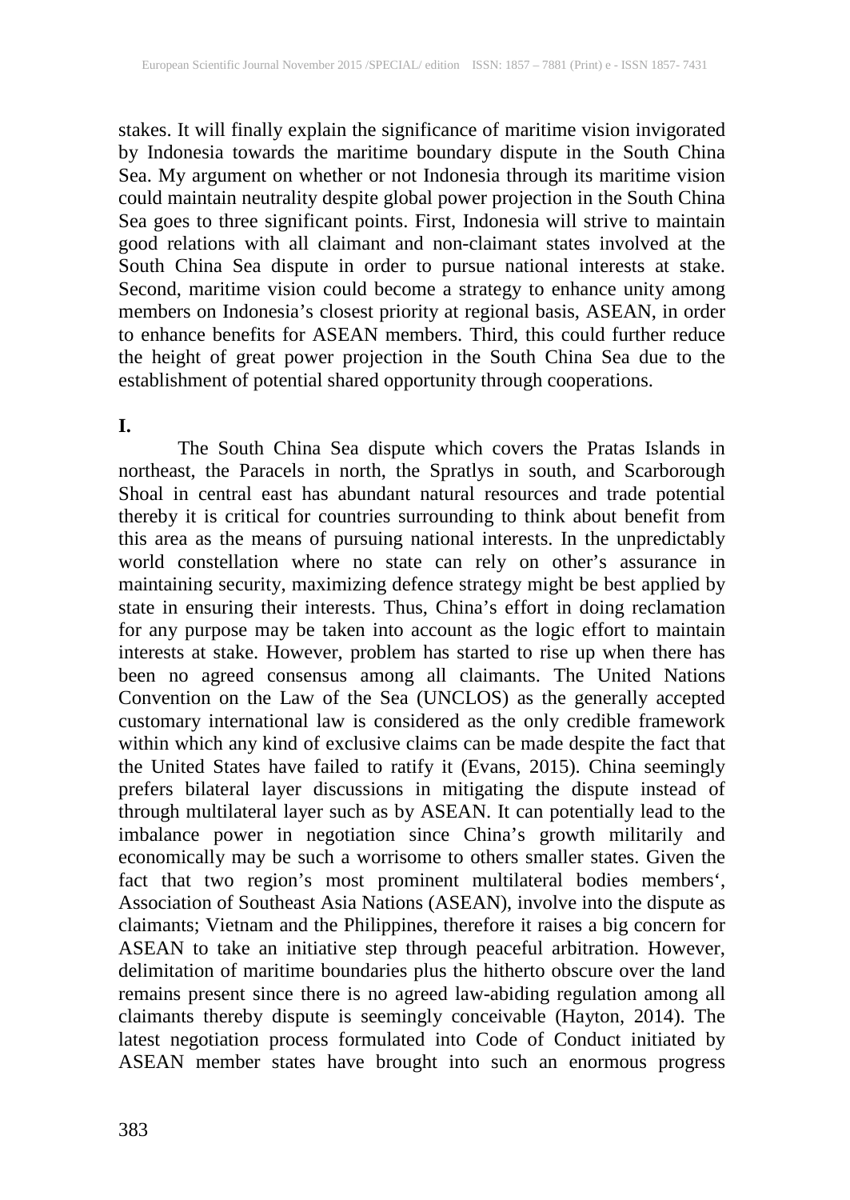stakes. It will finally explain the significance of maritime vision invigorated by Indonesia towards the maritime boundary dispute in the South China Sea. My argument on whether or not Indonesia through its maritime vision could maintain neutrality despite global power projection in the South China Sea goes to three significant points. First, Indonesia will strive to maintain good relations with all claimant and non-claimant states involved at the South China Sea dispute in order to pursue national interests at stake. Second, maritime vision could become a strategy to enhance unity among members on Indonesia's closest priority at regional basis, ASEAN, in order to enhance benefits for ASEAN members. Third, this could further reduce the height of great power projection in the South China Sea due to the establishment of potential shared opportunity through cooperations.

## I.

The South China Sea dispute which covers the Pratas Islands in northeast, the Paracels in north, the Spratlys in south, and Scarborough Shoal in central east has abundant natural resources and trade potential thereby it is critical for countries surrounding to think about benefit from this area as the means of pursuing national interests. In the unpredictably world constellation where no state can rely on other's assurance in maintaining security, maximizing defence strategy might be best applied by state in ensuring their interests. Thus, China's effort in doing reclamation for any purpose may be taken into account as the logic effort to maintain interests at stake. However, problem has started to rise up when there has been no agreed consensus among all claimants. The United Nations Convention on the Law of the Sea (UNCLOS) as the generally accepted customary international law is considered as the only credible framework within which any kind of exclusive claims can be made despite the fact that the United States have failed to ratify it (Evans, 2015). China seemingly prefers bilateral layer discussions in mitigating the dispute instead of through multilateral layer such as by ASEAN. It can potentially lead to the imbalance power in negotiation since China's growth militarily and economically may be such a worrisome to others smaller states. Given the fact that two region's most prominent multilateral bodies members', Association of Southeast Asia Nations (ASEAN), involve into the dispute as claimants; Vietnam and the Philippines, therefore it raises a big concern for ASEAN to take an initiative step through peaceful arbitration. However, delimitation of maritime boundaries plus the hitherto obscure over the land remains present since there is no agreed law-abiding regulation among all claimants thereby dispute is seemingly conceivable (Hayton, 2014). The latest negotiation process formulated into Code of Conduct initiated by ASEAN member states have brought into such an enormous progress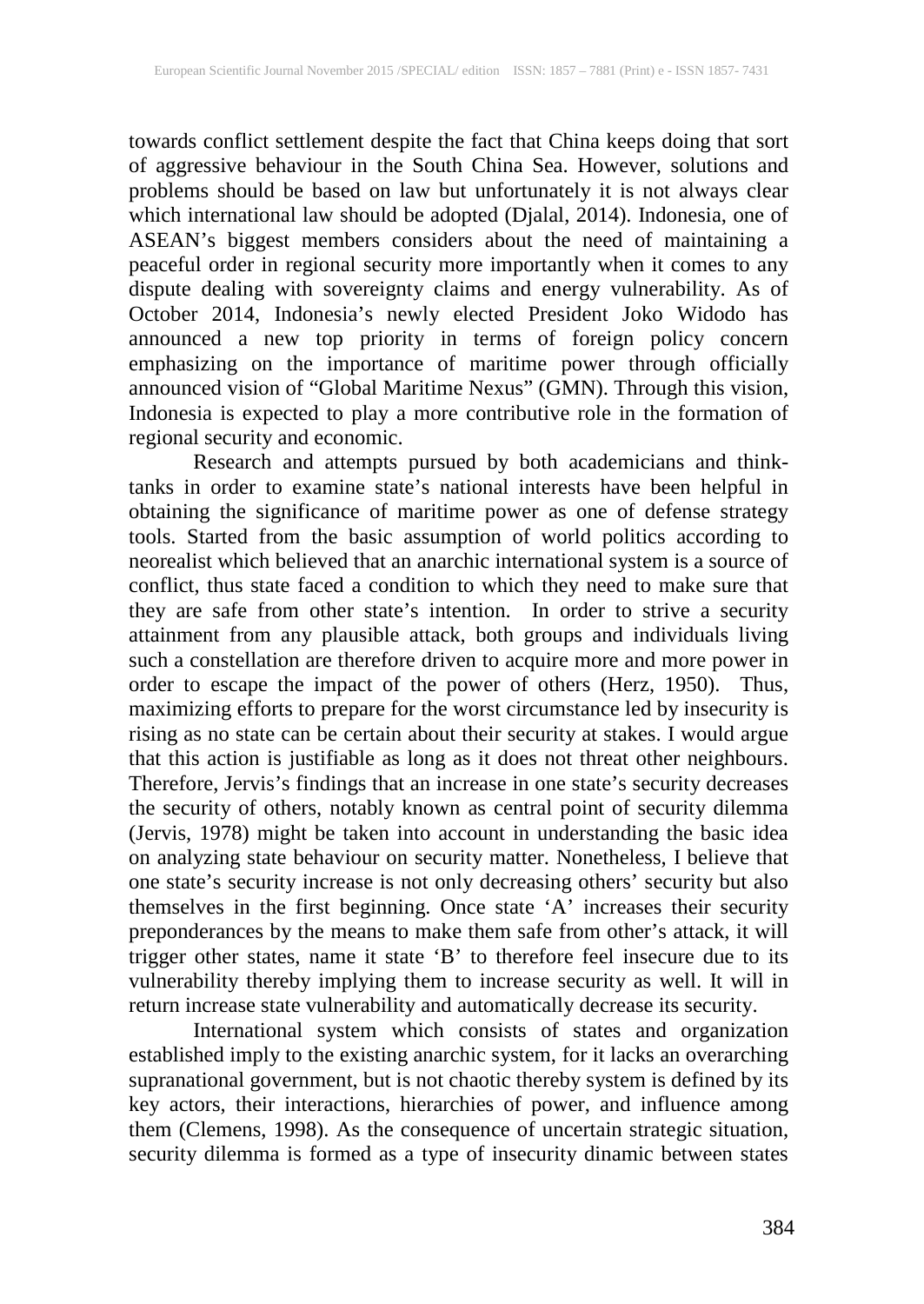towards conflict settlement despite the fact that China keeps doing that sort of aggressive behaviour in the South China Sea. However, solutions and problems should be based on law but unfortunately it is not always clear which international law should be adopted (Djalal, 2014). Indonesia, one of ASEAN's biggest members considers about the need of maintaining a peaceful order in regional security more importantly when it comes to any dispute dealing with sovereignty claims and energy vulnerability. As of October 2014, Indonesia's newly elected President Joko Widodo has announced a new top priority in terms of foreign policy concern emphasizing on the importance of maritime power through officially announced vision of "Global Maritime Nexus" (GMN). Through this vision, Indonesia is expected to play a more contributive role in the formation of regional security and economic.

Research and attempts pursued by both academicians and think-tanks in order to examine state's national interests have been helpful in obtaining the significance of maritime power as one of defense strategy tools. Started from the basic assumption of world politics according to neorealist which believed that an anarchic international system is a source of conflict, thus state faced a condition to which they need to make sure that they are safe from other state's intention. In order to strive a security attainment from any plausible attack, both groups and individuals living such a constellation are therefore driven to acquire more and more power in order to escape the impact of the power of others (Herz, 1950). Thus, maximizing efforts to prepare for the worst circumstance led by insecurity is rising as no state can be certain about their security at stakes. I would argue that this action is justifiable as long as it does not threat other neighbours. Therefore, Jervis's findings that an increase in one state's security decreases the security of others, notably known as central point of security dilemma (Jervis, 1978) might be taken into account in understanding the basic idea on analyzing state behaviour on security matter. Nonetheless, I believe that one state's security increase is not only decreasing others' security but also themselves in the first beginning. Once state 'A' increases their security preponderances by the means to make them safe from other's attack, it will trigger other states, name it state 'B' to therefore feel insecure due to its vulnerability thereby implying them to increase security as well. It will in return increase state vulnerability and automatically decrease its security.

International system which consists of states and organization established imply to the existing anarchic system, for it lacks an overarching supranational government, but is not chaotic thereby system is defined by its key actors, their interactions, hierarchies of power, and influence among them (Clemens, 1998). As the consequence of uncertain strategic situation, security dilemma is formed as a type of insecurity dinamic between states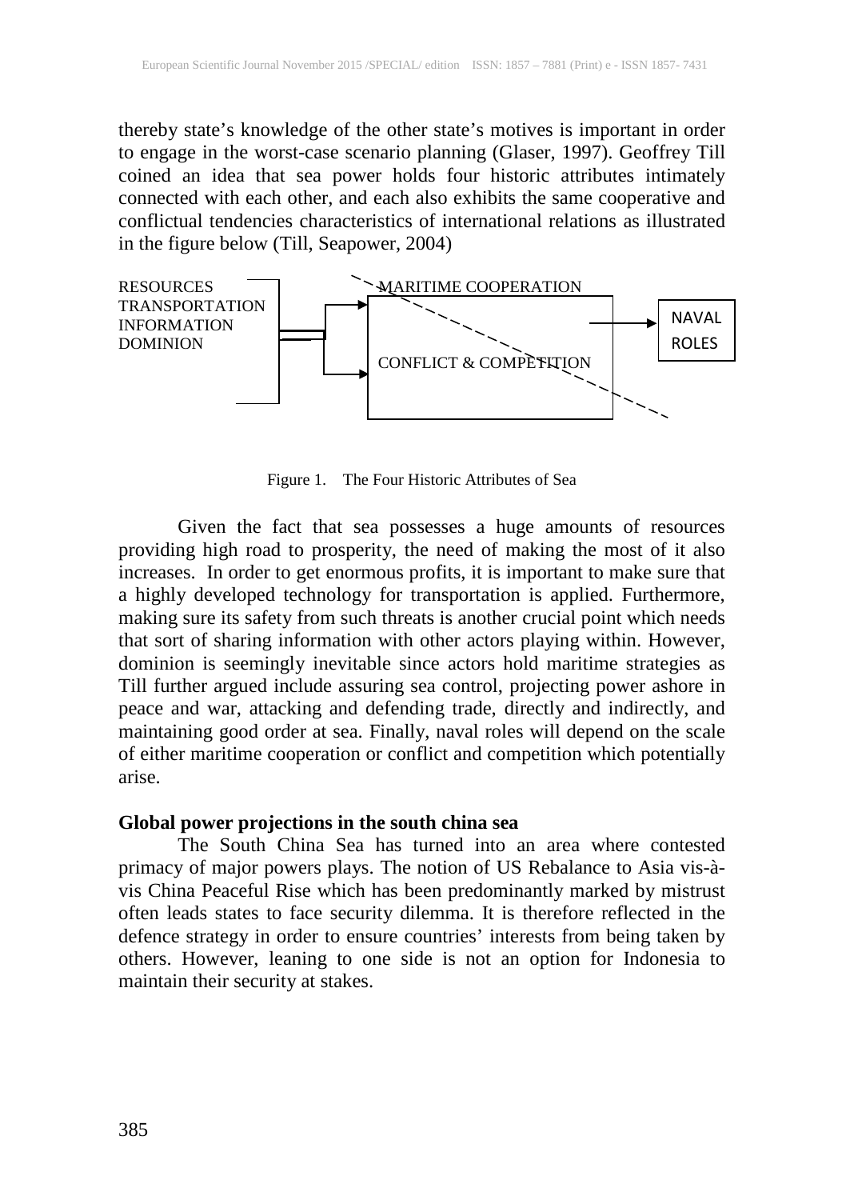thereby state's knowledge of the other state's motives is important in order to engage in the worst-case scenario planning (Glaser, 1997). Geoffrey Till coined an idea that sea power holds four historic attributes intimately connected with each other, and each also exhibits the same cooperative and conflictual tendencies characteristics of international relations as illustrated in the figure below (Till, Seapower, 2004)

RESOURCES
TRANSPORTATION
INFORMATION
DOMINION

MARITIME COOPERATION

CONFLICT & COMPETITION

NAVAL ROLES

Figure 1. The Four Historic Attributes of Sea

Given the fact that sea possesses a huge amounts of resources providing high road to prosperity, the need of making the most of it also increases. In order to get enormous profits, it is important to make sure that a highly developed technology for transportation is applied. Furthermore, making sure its safety from such threats is another crucial point which needs that sort of sharing information with other actors playing within. However, dominion is seemingly inevitable since actors hold maritime strategies as Till further argued include assuring sea control, projecting power ashore in peace and war, attacking and defending trade, directly and indirectly, and maintaining good order at sea. Finally, naval roles will depend on the scale of either maritime cooperation or conflict and competition which potentially arise.

**Global power projections in the south china sea**

The South China Sea has turned into an area where contested primacy of major powers plays. The notion of US Rebalance to Asia vis-à-vis China Peaceful Rise which has been predominantly marked by mistrust often leads states to face security dilemma. It is therefore reflected in the defence strategy in order to ensure countries' interests from being taken by others. However, leaning to one side is not an option for Indonesia to maintain their security at stakes.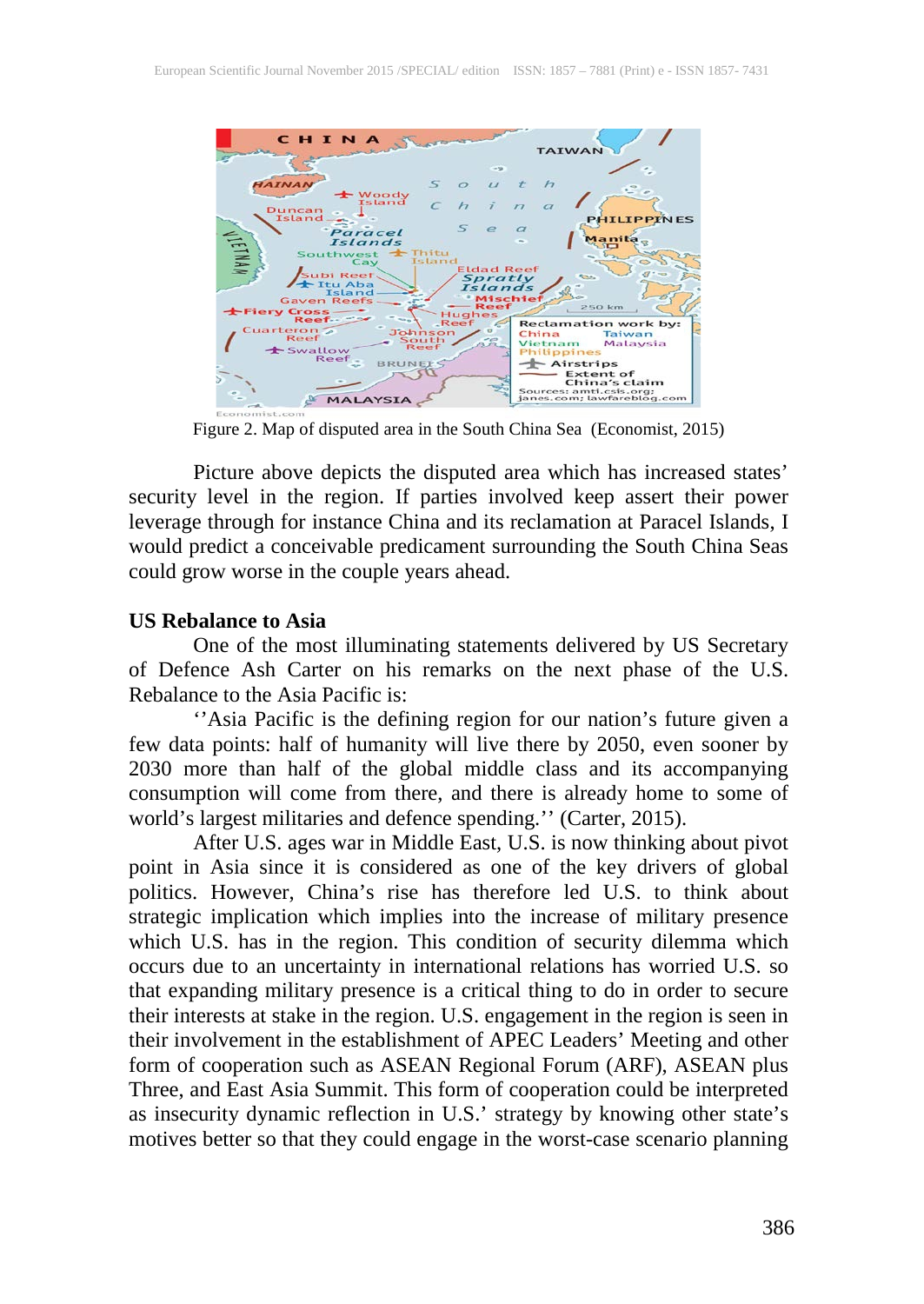Figure 2. Map of disputed area in the South China Sea (Economist, 2015)

Picture above depicts the disputed area which has increased states' security level in the region. If parties involved keep assert their power leverage through for instance China and its reclamation at Paracel Islands, I would predict a conceivable predicament surrounding the South China Seas could grow worse in the couple years ahead.

**US Rebalance to Asia**

One of the most illuminating statements delivered by US Secretary of Defence Ash Carter on his remarks on the next phase of the U.S. Rebalance to the Asia Pacific is:

''Asia Pacific is the defining region for our nation's future given a few data points: half of humanity will live there by 2050, even sooner by 2030 more than half of the global middle class and its accompanying consumption will come from there, and there is already home to some of world's largest militaries and defence spending.'' (Carter, 2015).

After U.S. ages war in Middle East, U.S. is now thinking about pivot point in Asia since it is considered as one of the key drivers of global politics. However, China's rise has therefore led U.S. to think about strategic implication which implies into the increase of military presence which U.S. has in the region. This condition of security dilemma which occurs due to an uncertainty in international relations has worried U.S. so that expanding military presence is a critical thing to do in order to secure their interests at stake in the region. U.S. engagement in the region is seen in their involvement in the establishment of APEC Leaders' Meeting and other form of cooperation such as ASEAN Regional Forum (ARF), ASEAN plus Three, and East Asia Summit. This form of cooperation could be interpreted as insecurity dynamic reflection in U.S.' strategy by knowing other state's motives better so that they could engage in the worst-case scenario planning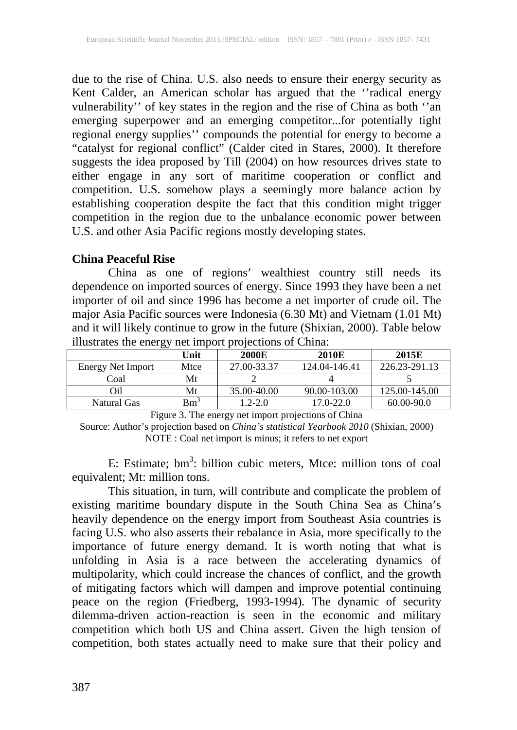due to the rise of China. U.S. also needs to ensure their energy security as Kent Calder, an American scholar has argued that the ''radical energy vulnerability'' of key states in the region and the rise of China as both ''an emerging superpower and an emerging competitor...for potentially tight regional energy supplies'' compounds the potential for energy to become a "catalyst for regional conflict" (Calder cited in Stares, 2000). It therefore suggests the idea proposed by Till (2004) on how resources drives state to either engage in any sort of maritime cooperation or conflict and competition. U.S. somehow plays a seemingly more balance action by establishing cooperation despite the fact that this condition might trigger competition in the region due to the unbalance economic power between U.S. and other Asia Pacific regions mostly developing states.

**China Peaceful Rise**

China as one of regions' wealthiest country still needs its dependence on imported sources of energy. Since 1993 they have been a net importer of oil and since 1996 has become a net importer of crude oil. The major Asia Pacific sources were Indonesia (6.30 Mt) and Vietnam (1.01 Mt) and it will likely continue to grow in the future (Shixian, 2000). Table below illustrates the energy net import projections of China:

| | Unit | 2000E | 2010E | 2015E |
|---|---|---|---|---|
| Energy Net Import | Mtce | 27.00-33.37 | 124.04-146.41 | 226.23-291.13 |
| Coal | Mt | 2 | 4 | 5 |
| Oil | Mt | 35.00-40.00 | 90.00-103.00 | 125.00-145.00 |
| Natural Gas | $Bm^3$ | 1.2-2.0 | 17.0-22.0 | 60.00-90.0 |

Figure 3. The energy net import projections of China

Source: Author's projection based on *China's statistical Yearbook 2010* (Shixian, 2000)

NOTE : Coal net import is minus; it refers to net export

E: Estimate; $bm^3$: billion cubic meters, Mtce: million tons of coal equivalent; Mt: million tons.

This situation, in turn, will contribute and complicate the problem of existing maritime boundary dispute in the South China Sea as China's heavily dependence on the energy import from Southeast Asia countries is facing U.S. who also asserts their rebalance in Asia, more specifically to the importance of future energy demand. It is worth noting that what is unfolding in Asia is a race between the accelerating dynamics of multipolarity, which could increase the chances of conflict, and the growth of mitigating factors which will dampen and improve potential continuing peace on the region (Friedberg, 1993-1994). The dynamic of security dilemma-driven action-reaction is seen in the economic and military competition which both US and China assert. Given the high tension of competition, both states actually need to make sure that their policy and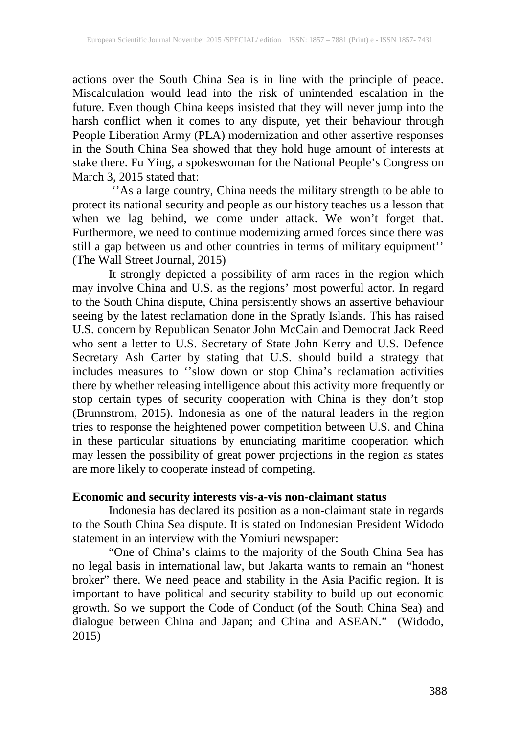actions over the South China Sea is in line with the principle of peace. Miscalculation would lead into the risk of unintended escalation in the future. Even though China keeps insisted that they will never jump into the harsh conflict when it comes to any dispute, yet their behaviour through People Liberation Army (PLA) modernization and other assertive responses in the South China Sea showed that they hold huge amount of interests at stake there. Fu Ying, a spokeswoman for the National People's Congress on March 3, 2015 stated that:

''As a large country, China needs the military strength to be able to protect its national security and people as our history teaches us a lesson that when we lag behind, we come under attack. We won't forget that. Furthermore, we need to continue modernizing armed forces since there was still a gap between us and other countries in terms of military equipment'' (The Wall Street Journal, 2015)

It strongly depicted a possibility of arm races in the region which may involve China and U.S. as the regions' most powerful actor. In regard to the South China dispute, China persistently shows an assertive behaviour seeing by the latest reclamation done in the Spratly Islands. This has raised U.S. concern by Republican Senator John McCain and Democrat Jack Reed who sent a letter to U.S. Secretary of State John Kerry and U.S. Defence Secretary Ash Carter by stating that U.S. should build a strategy that includes measures to ''slow down or stop China's reclamation activities there by whether releasing intelligence about this activity more frequently or stop certain types of security cooperation with China is they don't stop (Brunnstrom, 2015). Indonesia as one of the natural leaders in the region tries to response the heightened power competition between U.S. and China in these particular situations by enunciating maritime cooperation which may lessen the possibility of great power projections in the region as states are more likely to cooperate instead of competing.

**Economic and security interests vis-a-vis non-claimant status**

Indonesia has declared its position as a non-claimant state in regards to the South China Sea dispute. It is stated on Indonesian President Widodo statement in an interview with the Yomiuri newspaper:

"One of China's claims to the majority of the South China Sea has no legal basis in international law, but Jakarta wants to remain an "honest broker" there. We need peace and stability in the Asia Pacific region. It is important to have political and security stability to build up out economic growth. So we support the Code of Conduct (of the South China Sea) and dialogue between China and Japan; and China and ASEAN." (Widodo, 2015)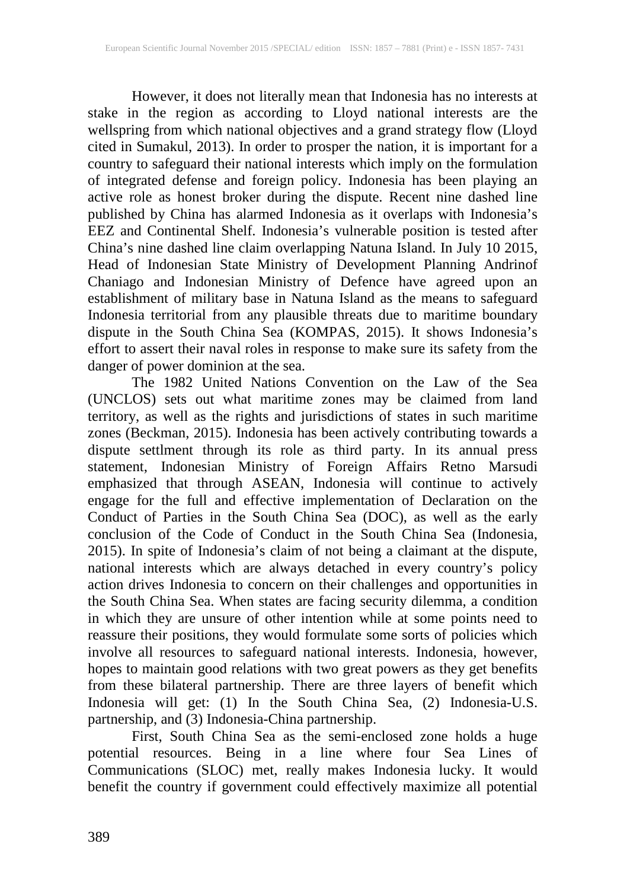However, it does not literally mean that Indonesia has no interests at stake in the region as according to Lloyd national interests are the wellspring from which national objectives and a grand strategy flow (Lloyd cited in Sumakul, 2013). In order to prosper the nation, it is important for a country to safeguard their national interests which imply on the formulation of integrated defense and foreign policy. Indonesia has been playing an active role as honest broker during the dispute. Recent nine dashed line published by China has alarmed Indonesia as it overlaps with Indonesia's EEZ and Continental Shelf. Indonesia's vulnerable position is tested after China's nine dashed line claim overlapping Natuna Island. In July 10 2015, Head of Indonesian State Ministry of Development Planning Andrinof Chaniago and Indonesian Ministry of Defence have agreed upon an establishment of military base in Natuna Island as the means to safeguard Indonesia territorial from any plausible threats due to maritime boundary dispute in the South China Sea (KOMPAS, 2015). It shows Indonesia's effort to assert their naval roles in response to make sure its safety from the danger of power dominion at the sea.

The 1982 United Nations Convention on the Law of the Sea (UNCLOS) sets out what maritime zones may be claimed from land territory, as well as the rights and jurisdictions of states in such maritime zones (Beckman, 2015). Indonesia has been actively contributing towards a dispute settlment through its role as third party. In its annual press statement, Indonesian Ministry of Foreign Affairs Retno Marsudi emphasized that through ASEAN, Indonesia will continue to actively engage for the full and effective implementation of Declaration on the Conduct of Parties in the South China Sea (DOC), as well as the early conclusion of the Code of Conduct in the South China Sea (Indonesia, 2015). In spite of Indonesia's claim of not being a claimant at the dispute, national interests which are always detached in every country's policy action drives Indonesia to concern on their challenges and opportunities in the South China Sea. When states are facing security dilemma, a condition in which they are unsure of other intention while at some points need to reassure their positions, they would formulate some sorts of policies which involve all resources to safeguard national interests. Indonesia, however, hopes to maintain good relations with two great powers as they get benefits from these bilateral partnership. There are three layers of benefit which Indonesia will get: (1) In the South China Sea, (2) Indonesia-U.S. partnership, and (3) Indonesia-China partnership.

First, South China Sea as the semi-enclosed zone holds a huge potential resources. Being in a line where four Sea Lines of Communications (SLOC) met, really makes Indonesia lucky. It would benefit the country if government could effectively maximize all potential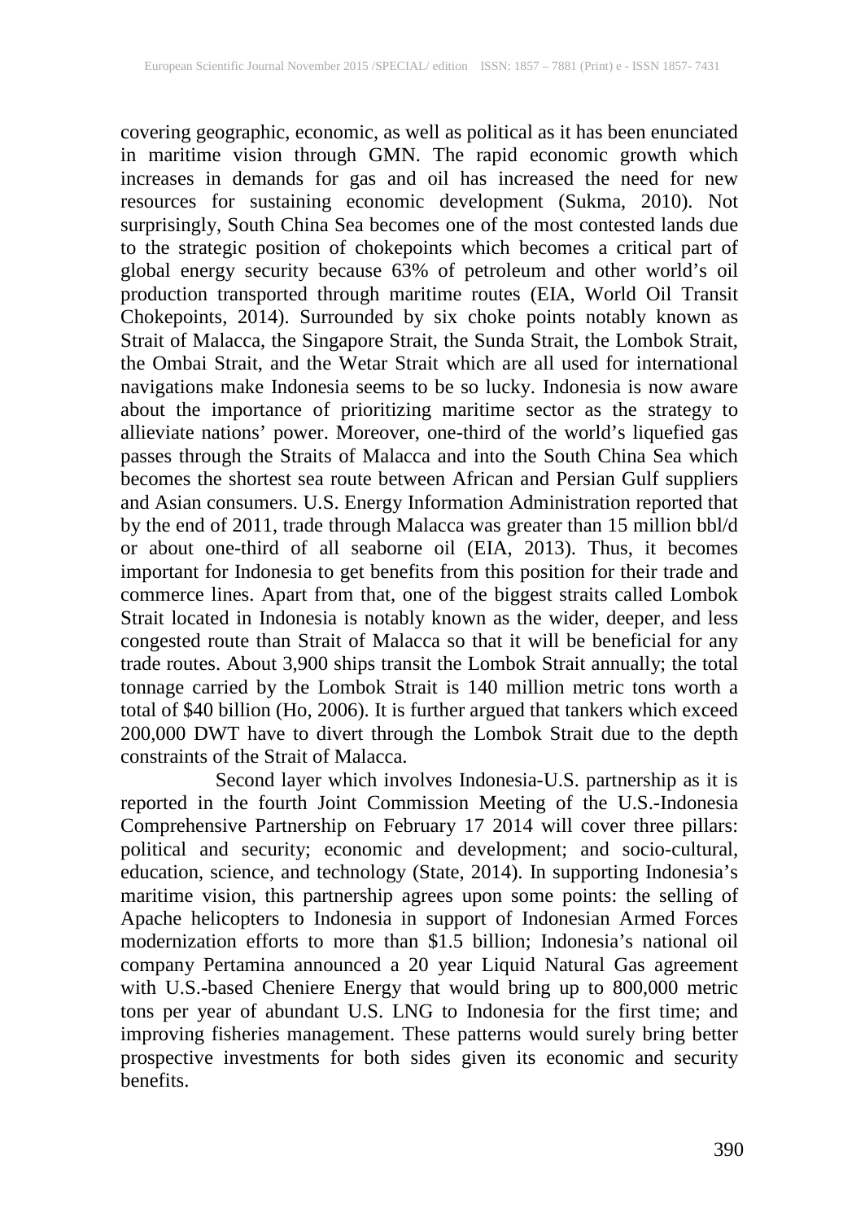covering geographic, economic, as well as political as it has been enunciated in maritime vision through GMN. The rapid economic growth which increases in demands for gas and oil has increased the need for new resources for sustaining economic development (Sukma, 2010). Not surprisingly, South China Sea becomes one of the most contested lands due to the strategic position of chokepoints which becomes a critical part of global energy security because 63% of petroleum and other world's oil production transported through maritime routes (EIA, World Oil Transit Chokepoints, 2014). Surrounded by six choke points notably known as Strait of Malacca, the Singapore Strait, the Sunda Strait, the Lombok Strait, the Ombai Strait, and the Wetar Strait which are all used for international navigations make Indonesia seems to be so lucky. Indonesia is now aware about the importance of prioritizing maritime sector as the strategy to allieviate nations' power. Moreover, one-third of the world's liquefied gas passes through the Straits of Malacca and into the South China Sea which becomes the shortest sea route between African and Persian Gulf suppliers and Asian consumers. U.S. Energy Information Administration reported that by the end of 2011, trade through Malacca was greater than 15 million bbl/d or about one-third of all seaborne oil (EIA, 2013). Thus, it becomes important for Indonesia to get benefits from this position for their trade and commerce lines. Apart from that, one of the biggest straits called Lombok Strait located in Indonesia is notably known as the wider, deeper, and less congested route than Strait of Malacca so that it will be beneficial for any trade routes. About 3,900 ships transit the Lombok Strait annually; the total tonnage carried by the Lombok Strait is 140 million metric tons worth a total of $40 billion (Ho, 2006). It is further argued that tankers which exceed 200,000 DWT have to divert through the Lombok Strait due to the depth constraints of the Strait of Malacca.

Second layer which involves Indonesia-U.S. partnership as it is reported in the fourth Joint Commission Meeting of the U.S.-Indonesia Comprehensive Partnership on February 17 2014 will cover three pillars: political and security; economic and development; and socio-cultural, education, science, and technology (State, 2014). In supporting Indonesia's maritime vision, this partnership agrees upon some points: the selling of Apache helicopters to Indonesia in support of Indonesian Armed Forces modernization efforts to more than $1.5 billion; Indonesia's national oil company Pertamina announced a 20 year Liquid Natural Gas agreement with U.S.-based Cheniere Energy that would bring up to 800,000 metric tons per year of abundant U.S. LNG to Indonesia for the first time; and improving fisheries management. These patterns would surely bring better prospective investments for both sides given its economic and security benefits.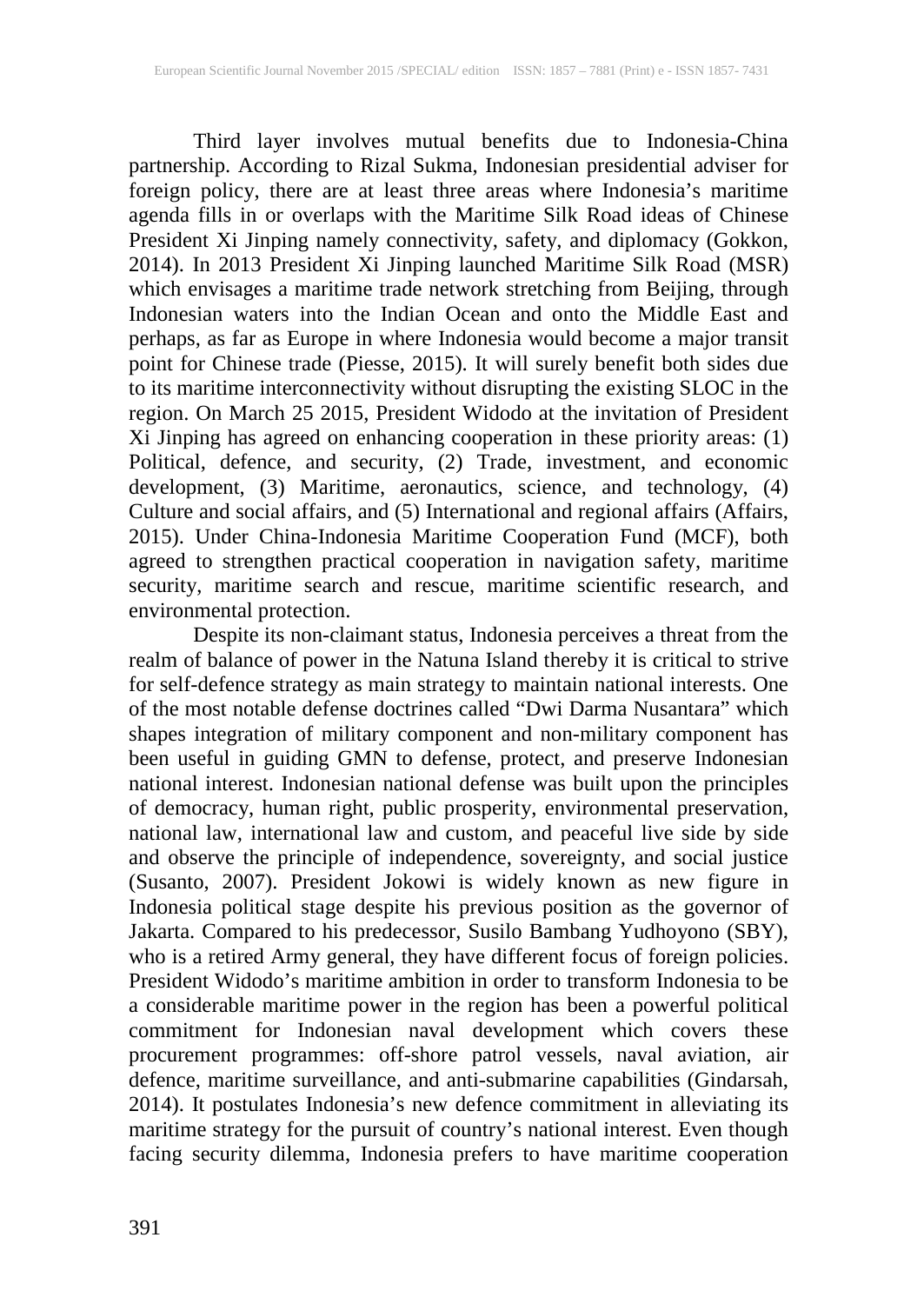Third layer involves mutual benefits due to Indonesia-China partnership. According to Rizal Sukma, Indonesian presidential adviser for foreign policy, there are at least three areas where Indonesia's maritime agenda fills in or overlaps with the Maritime Silk Road ideas of Chinese President Xi Jinping namely connectivity, safety, and diplomacy (Gokkon, 2014). In 2013 President Xi Jinping launched Maritime Silk Road (MSR) which envisages a maritime trade network stretching from Beijing, through Indonesian waters into the Indian Ocean and onto the Middle East and perhaps, as far as Europe in where Indonesia would become a major transit point for Chinese trade (Piesse, 2015). It will surely benefit both sides due to its maritime interconnectivity without disrupting the existing SLOC in the region. On March 25 2015, President Widodo at the invitation of President Xi Jinping has agreed on enhancing cooperation in these priority areas: (1) Political, defence, and security, (2) Trade, investment, and economic development, (3) Maritime, aeronautics, science, and technology, (4) Culture and social affairs, and (5) International and regional affairs (Affairs, 2015). Under China-Indonesia Maritime Cooperation Fund (MCF), both agreed to strengthen practical cooperation in navigation safety, maritime security, maritime search and rescue, maritime scientific research, and environmental protection.

Despite its non-claimant status, Indonesia perceives a threat from the realm of balance of power in the Natuna Island thereby it is critical to strive for self-defence strategy as main strategy to maintain national interests. One of the most notable defense doctrines called "Dwi Darma Nusantara" which shapes integration of military component and non-military component has been useful in guiding GMN to defense, protect, and preserve Indonesian national interest. Indonesian national defense was built upon the principles of democracy, human right, public prosperity, environmental preservation, national law, international law and custom, and peaceful live side by side and observe the principle of independence, sovereignty, and social justice (Susanto, 2007). President Jokowi is widely known as new figure in Indonesia political stage despite his previous position as the governor of Jakarta. Compared to his predecessor, Susilo Bambang Yudhoyono (SBY), who is a retired Army general, they have different focus of foreign policies. President Widodo's maritime ambition in order to transform Indonesia to be a considerable maritime power in the region has been a powerful political commitment for Indonesian naval development which covers these procurement programmes: off-shore patrol vessels, naval aviation, air defence, maritime surveillance, and anti-submarine capabilities (Gindarsah, 2014). It postulates Indonesia's new defence commitment in alleviating its maritime strategy for the pursuit of country's national interest. Even though facing security dilemma, Indonesia prefers to have maritime cooperation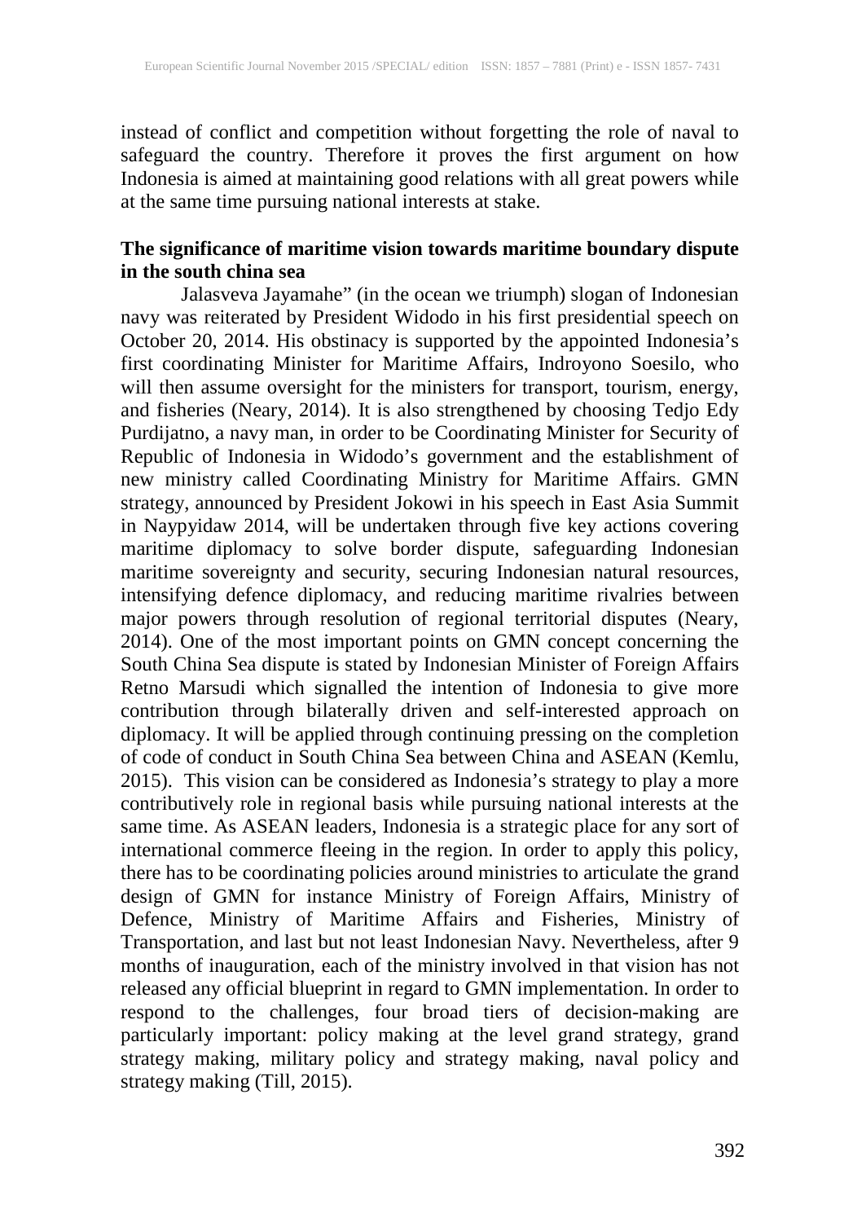instead of conflict and competition without forgetting the role of naval to safeguard the country. Therefore it proves the first argument on how Indonesia is aimed at maintaining good relations with all great powers while at the same time pursuing national interests at stake.

**The significance of maritime vision towards maritime boundary dispute in the south china sea**

Jalasveva Jayamahe" (in the ocean we triumph) slogan of Indonesian navy was reiterated by President Widodo in his first presidential speech on October 20, 2014. His obstinacy is supported by the appointed Indonesia's first coordinating Minister for Maritime Affairs, Indroyono Soesilo, who will then assume oversight for the ministers for transport, tourism, energy, and fisheries (Neary, 2014). It is also strengthened by choosing Tedjo Edy Purdijatno, a navy man, in order to be Coordinating Minister for Security of Republic of Indonesia in Widodo's government and the establishment of new ministry called Coordinating Ministry for Maritime Affairs. GMN strategy, announced by President Jokowi in his speech in East Asia Summit in Naypyidaw 2014, will be undertaken through five key actions covering maritime diplomacy to solve border dispute, safeguarding Indonesian maritime sovereignty and security, securing Indonesian natural resources, intensifying defence diplomacy, and reducing maritime rivalries between major powers through resolution of regional territorial disputes (Neary, 2014). One of the most important points on GMN concept concerning the South China Sea dispute is stated by Indonesian Minister of Foreign Affairs Retno Marsudi which signalled the intention of Indonesia to give more contribution through bilaterally driven and self-interested approach on diplomacy. It will be applied through continuing pressing on the completion of code of conduct in South China Sea between China and ASEAN (Kemlu, 2015). This vision can be considered as Indonesia's strategy to play a more contributively role in regional basis while pursuing national interests at the same time. As ASEAN leaders, Indonesia is a strategic place for any sort of international commerce fleeing in the region. In order to apply this policy, there has to be coordinating policies around ministries to articulate the grand design of GMN for instance Ministry of Foreign Affairs, Ministry of Defence, Ministry of Maritime Affairs and Fisheries, Ministry of Transportation, and last but not least Indonesian Navy. Nevertheless, after 9 months of inauguration, each of the ministry involved in that vision has not released any official blueprint in regard to GMN implementation. In order to respond to the challenges, four broad tiers of decision-making are particularly important: policy making at the level grand strategy, grand strategy making, military policy and strategy making, naval policy and strategy making (Till, 2015).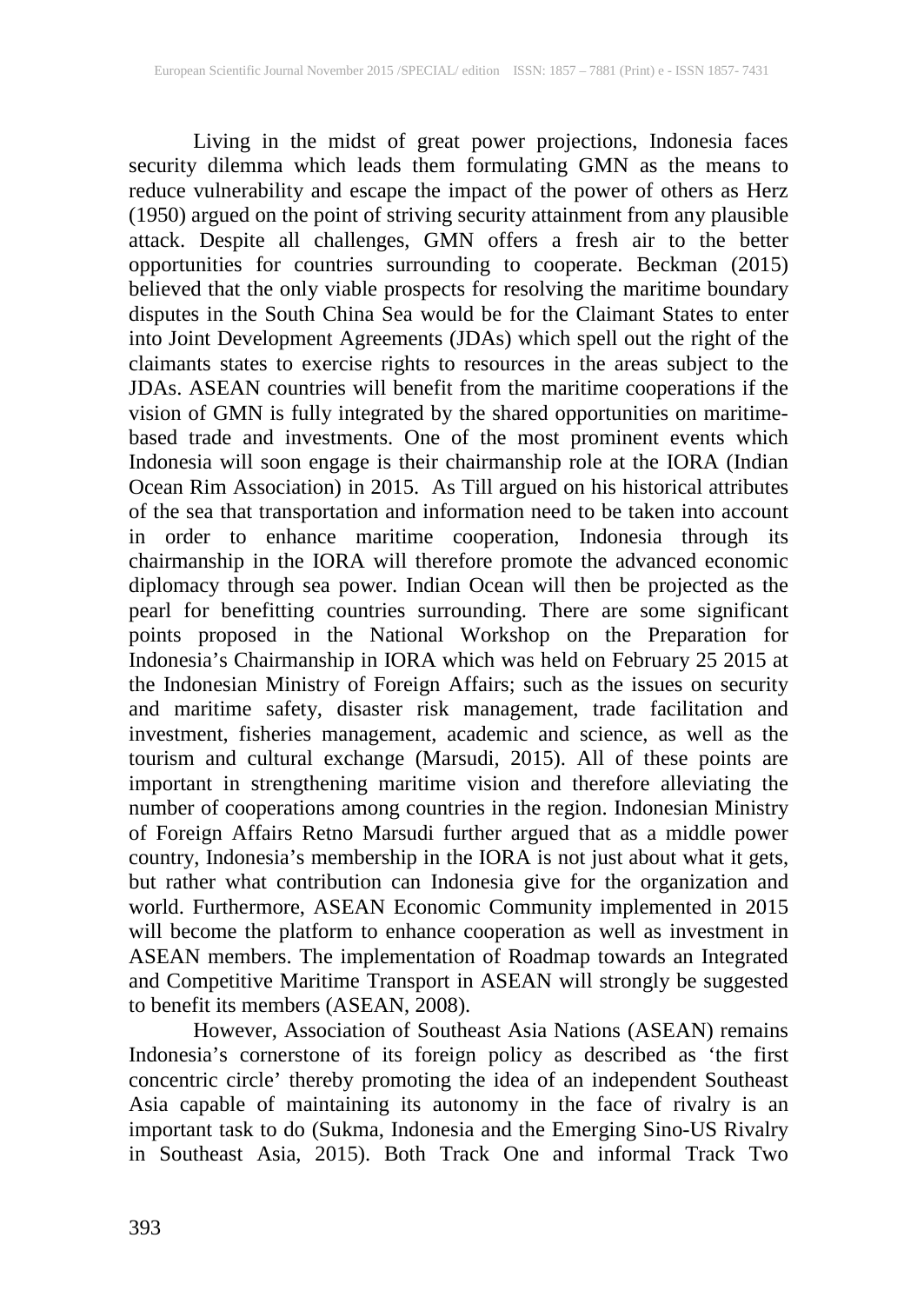Living in the midst of great power projections, Indonesia faces security dilemma which leads them formulating GMN as the means to reduce vulnerability and escape the impact of the power of others as Herz (1950) argued on the point of striving security attainment from any plausible attack. Despite all challenges, GMN offers a fresh air to the better opportunities for countries surrounding to cooperate. Beckman (2015) believed that the only viable prospects for resolving the maritime boundary disputes in the South China Sea would be for the Claimant States to enter into Joint Development Agreements (JDAs) which spell out the right of the claimants states to exercise rights to resources in the areas subject to the JDAs. ASEAN countries will benefit from the maritime cooperations if the vision of GMN is fully integrated by the shared opportunities on maritime-based trade and investments. One of the most prominent events which Indonesia will soon engage is their chairmanship role at the IORA (Indian Ocean Rim Association) in 2015. As Till argued on his historical attributes of the sea that transportation and information need to be taken into account in order to enhance maritime cooperation, Indonesia through its chairmanship in the IORA will therefore promote the advanced economic diplomacy through sea power. Indian Ocean will then be projected as the pearl for benefitting countries surrounding. There are some significant points proposed in the National Workshop on the Preparation for Indonesia's Chairmanship in IORA which was held on February 25 2015 at the Indonesian Ministry of Foreign Affairs; such as the issues on security and maritime safety, disaster risk management, trade facilitation and investment, fisheries management, academic and science, as well as the tourism and cultural exchange (Marsudi, 2015). All of these points are important in strengthening maritime vision and therefore alleviating the number of cooperations among countries in the region. Indonesian Ministry of Foreign Affairs Retno Marsudi further argued that as a middle power country, Indonesia's membership in the IORA is not just about what it gets, but rather what contribution can Indonesia give for the organization and world. Furthermore, ASEAN Economic Community implemented in 2015 will become the platform to enhance cooperation as well as investment in ASEAN members. The implementation of Roadmap towards an Integrated and Competitive Maritime Transport in ASEAN will strongly be suggested to benefit its members (ASEAN, 2008).

However, Association of Southeast Asia Nations (ASEAN) remains Indonesia's cornerstone of its foreign policy as described as 'the first concentric circle' thereby promoting the idea of an independent Southeast Asia capable of maintaining its autonomy in the face of rivalry is an important task to do (Sukma, Indonesia and the Emerging Sino-US Rivalry in Southeast Asia, 2015). Both Track One and informal Track Two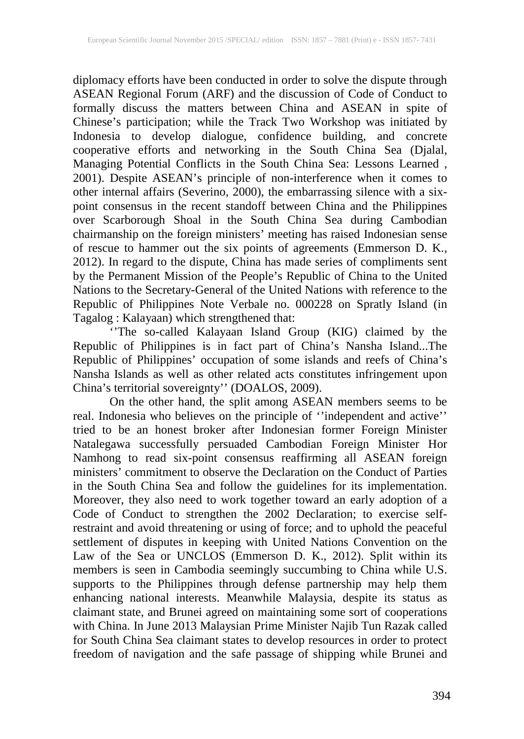diplomacy efforts have been conducted in order to solve the dispute through ASEAN Regional Forum (ARF) and the discussion of Code of Conduct to formally discuss the matters between China and ASEAN in spite of Chinese's participation; while the Track Two Workshop was initiated by Indonesia to develop dialogue, confidence building, and concrete cooperative efforts and networking in the South China Sea (Djalal, Managing Potential Conflicts in the South China Sea: Lessons Learned , 2001). Despite ASEAN's principle of non-interference when it comes to other internal affairs (Severino, 2000), the embarrassing silence with a six-point consensus in the recent standoff between China and the Philippines over Scarborough Shoal in the South China Sea during Cambodian chairmanship on the foreign ministers' meeting has raised Indonesian sense of rescue to hammer out the six points of agreements (Emmerson D. K., 2012). In regard to the dispute, China has made series of compliments sent by the Permanent Mission of the People's Republic of China to the United Nations to the Secretary-General of the United Nations with reference to the Republic of Philippines Note Verbale no. 000228 on Spratly Island (in Tagalog : Kalayaan) which strengthened that:

''The so-called Kalayaan Island Group (KIG) claimed by the Republic of Philippines is in fact part of China's Nansha Island...The Republic of Philippines' occupation of some islands and reefs of China's Nansha Islands as well as other related acts constitutes infringement upon China's territorial sovereignty'' (DOALOS, 2009).

On the other hand, the split among ASEAN members seems to be real. Indonesia who believes on the principle of ''independent and active'' tried to be an honest broker after Indonesian former Foreign Minister Natalegawa successfully persuaded Cambodian Foreign Minister Hor Namhong to read six-point consensus reaffirming all ASEAN foreign ministers' commitment to observe the Declaration on the Conduct of Parties in the South China Sea and follow the guidelines for its implementation. Moreover, they also need to work together toward an early adoption of a Code of Conduct to strengthen the 2002 Declaration; to exercise self-restraint and avoid threatening or using of force; and to uphold the peaceful settlement of disputes in keeping with United Nations Convention on the Law of the Sea or UNCLOS (Emmerson D. K., 2012). Split within its members is seen in Cambodia seemingly succumbing to China while U.S. supports to the Philippines through defense partnership may help them enhancing national interests. Meanwhile Malaysia, despite its status as claimant state, and Brunei agreed on maintaining some sort of cooperations with China. In June 2013 Malaysian Prime Minister Najib Tun Razak called for South China Sea claimant states to develop resources in order to protect freedom of navigation and the safe passage of shipping while Brunei and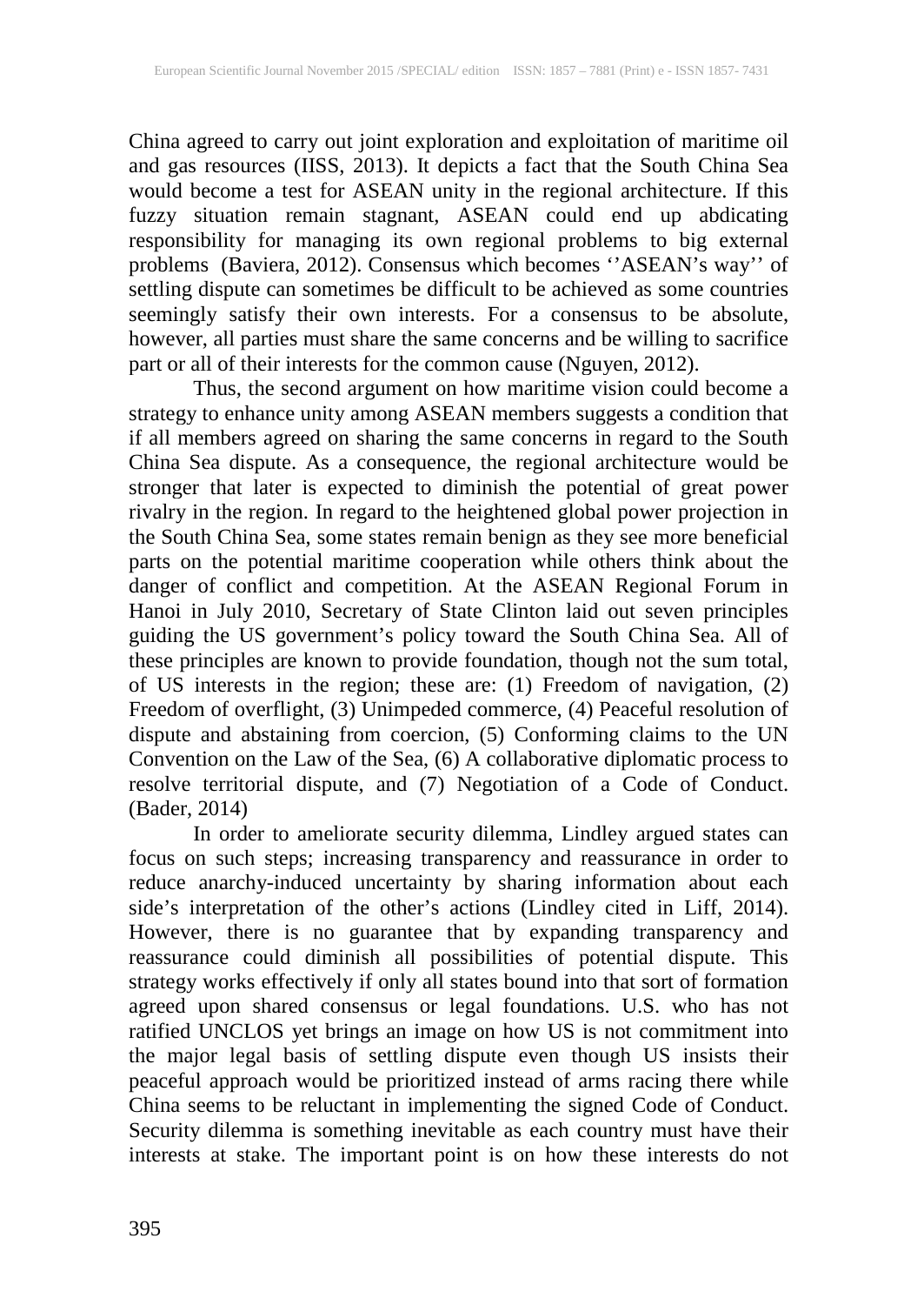China agreed to carry out joint exploration and exploitation of maritime oil and gas resources (IISS, 2013). It depicts a fact that the South China Sea would become a test for ASEAN unity in the regional architecture. If this fuzzy situation remain stagnant, ASEAN could end up abdicating responsibility for managing its own regional problems to big external problems (Baviera, 2012). Consensus which becomes ''ASEAN's way'' of settling dispute can sometimes be difficult to be achieved as some countries seemingly satisfy their own interests. For a consensus to be absolute, however, all parties must share the same concerns and be willing to sacrifice part or all of their interests for the common cause (Nguyen, 2012).

Thus, the second argument on how maritime vision could become a strategy to enhance unity among ASEAN members suggests a condition that if all members agreed on sharing the same concerns in regard to the South China Sea dispute. As a consequence, the regional architecture would be stronger that later is expected to diminish the potential of great power rivalry in the region. In regard to the heightened global power projection in the South China Sea, some states remain benign as they see more beneficial parts on the potential maritime cooperation while others think about the danger of conflict and competition. At the ASEAN Regional Forum in Hanoi in July 2010, Secretary of State Clinton laid out seven principles guiding the US government's policy toward the South China Sea. All of these principles are known to provide foundation, though not the sum total, of US interests in the region; these are: (1) Freedom of navigation, (2) Freedom of overflight, (3) Unimpeded commerce, (4) Peaceful resolution of dispute and abstaining from coercion, (5) Conforming claims to the UN Convention on the Law of the Sea, (6) A collaborative diplomatic process to resolve territorial dispute, and (7) Negotiation of a Code of Conduct. (Bader, 2014)

In order to ameliorate security dilemma, Lindley argued states can focus on such steps; increasing transparency and reassurance in order to reduce anarchy-induced uncertainty by sharing information about each side's interpretation of the other's actions (Lindley cited in Liff, 2014). However, there is no guarantee that by expanding transparency and reassurance could diminish all possibilities of potential dispute. This strategy works effectively if only all states bound into that sort of formation agreed upon shared consensus or legal foundations. U.S. who has not ratified UNCLOS yet brings an image on how US is not commitment into the major legal basis of settling dispute even though US insists their peaceful approach would be prioritized instead of arms racing there while China seems to be reluctant in implementing the signed Code of Conduct. Security dilemma is something inevitable as each country must have their interests at stake. The important point is on how these interests do not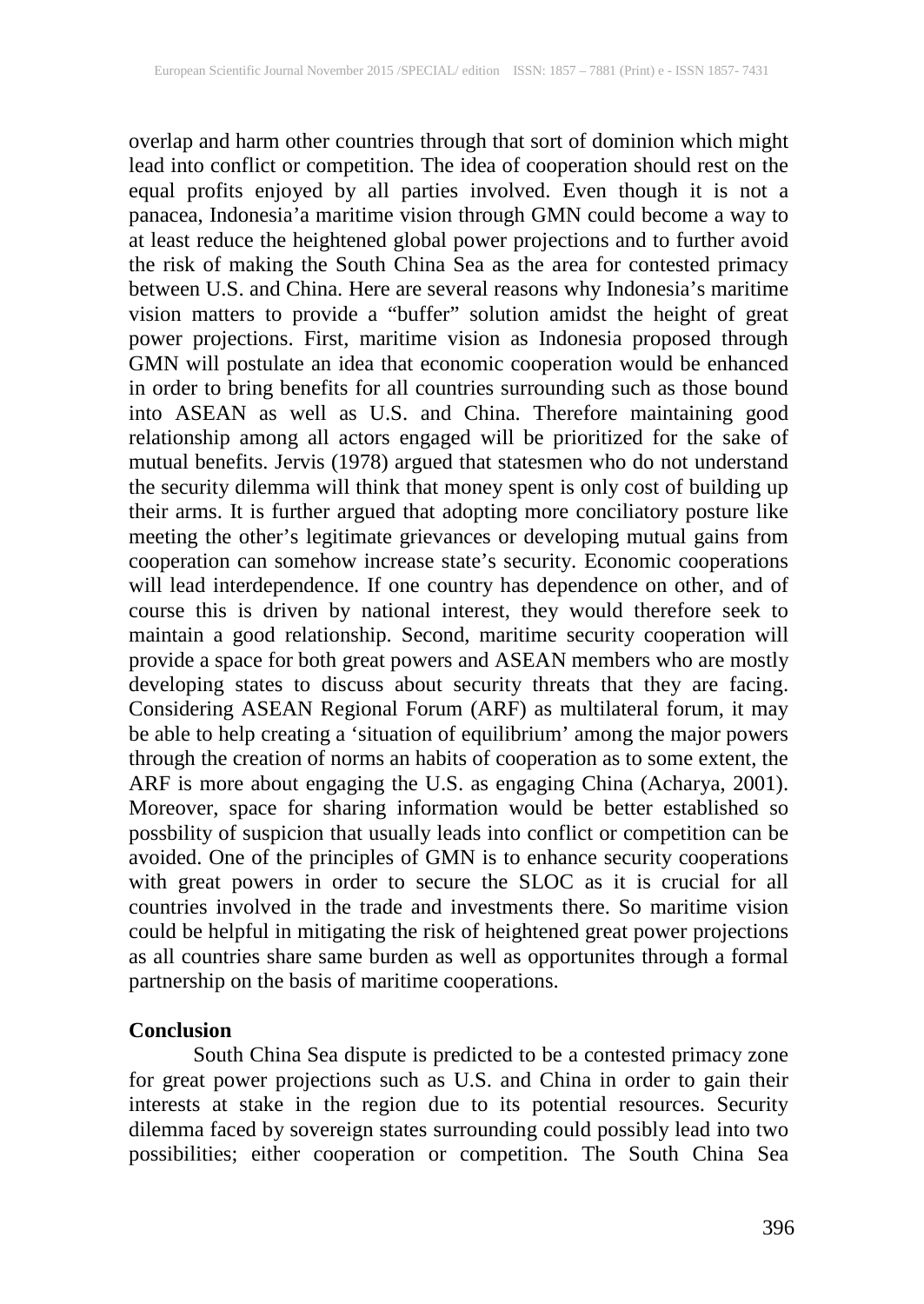overlap and harm other countries through that sort of dominion which might lead into conflict or competition. The idea of cooperation should rest on the equal profits enjoyed by all parties involved. Even though it is not a panacea, Indonesia'a maritime vision through GMN could become a way to at least reduce the heightened global power projections and to further avoid the risk of making the South China Sea as the area for contested primacy between U.S. and China. Here are several reasons why Indonesia's maritime vision matters to provide a "buffer" solution amidst the height of great power projections. First, maritime vision as Indonesia proposed through GMN will postulate an idea that economic cooperation would be enhanced in order to bring benefits for all countries surrounding such as those bound into ASEAN as well as U.S. and China. Therefore maintaining good relationship among all actors engaged will be prioritized for the sake of mutual benefits. Jervis (1978) argued that statesmen who do not understand the security dilemma will think that money spent is only cost of building up their arms. It is further argued that adopting more conciliatory posture like meeting the other's legitimate grievances or developing mutual gains from cooperation can somehow increase state's security. Economic cooperations will lead interdependence. If one country has dependence on other, and of course this is driven by national interest, they would therefore seek to maintain a good relationship. Second, maritime security cooperation will provide a space for both great powers and ASEAN members who are mostly developing states to discuss about security threats that they are facing. Considering ASEAN Regional Forum (ARF) as multilateral forum, it may be able to help creating a 'situation of equilibrium' among the major powers through the creation of norms an habits of cooperation as to some extent, the ARF is more about engaging the U.S. as engaging China (Acharya, 2001). Moreover, space for sharing information would be better established so possbility of suspicion that usually leads into conflict or competition can be avoided. One of the principles of GMN is to enhance security cooperations with great powers in order to secure the SLOC as it is crucial for all countries involved in the trade and investments there. So maritime vision could be helpful in mitigating the risk of heightened great power projections as all countries share same burden as well as opportunites through a formal partnership on the basis of maritime cooperations.

## Conclusion

South China Sea dispute is predicted to be a contested primacy zone for great power projections such as U.S. and China in order to gain their interests at stake in the region due to its potential resources. Security dilemma faced by sovereign states surrounding could possibly lead into two possibilities; either cooperation or competition. The South China Sea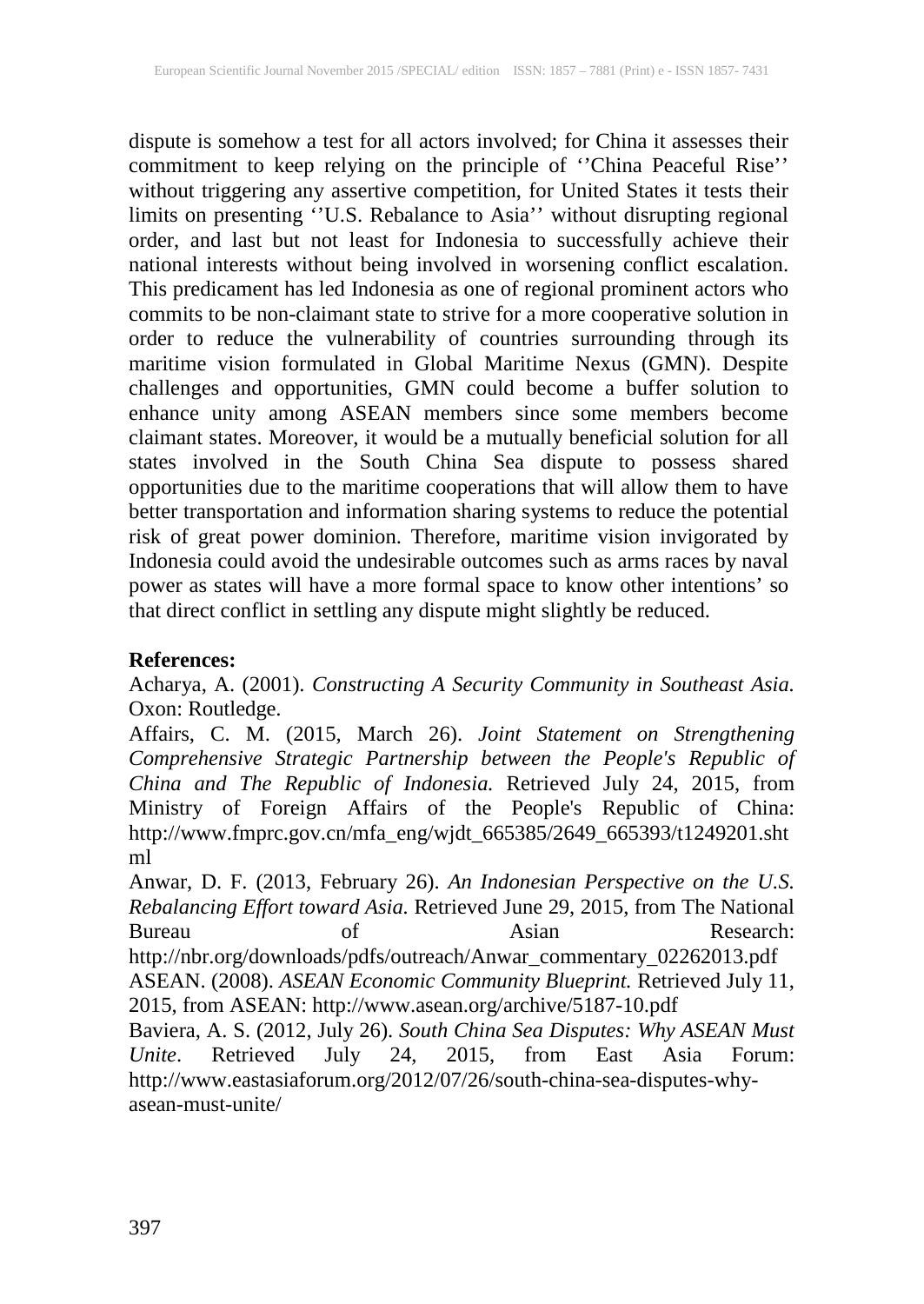dispute is somehow a test for all actors involved; for China it assesses their commitment to keep relying on the principle of ''China Peaceful Rise'' without triggering any assertive competition, for United States it tests their limits on presenting ''U.S. Rebalance to Asia'' without disrupting regional order, and last but not least for Indonesia to successfully achieve their national interests without being involved in worsening conflict escalation. This predicament has led Indonesia as one of regional prominent actors who commits to be non-claimant state to strive for a more cooperative solution in order to reduce the vulnerability of countries surrounding through its maritime vision formulated in Global Maritime Nexus (GMN). Despite challenges and opportunities, GMN could become a buffer solution to enhance unity among ASEAN members since some members become claimant states. Moreover, it would be a mutually beneficial solution for all states involved in the South China Sea dispute to possess shared opportunities due to the maritime cooperations that will allow them to have better transportation and information sharing systems to reduce the potential risk of great power dominion. Therefore, maritime vision invigorated by Indonesia could avoid the undesirable outcomes such as arms races by naval power as states will have a more formal space to know other intentions' so that direct conflict in settling any dispute might slightly be reduced.

**References:**

Acharya, A. (2001). *Constructing A Security Community in Southeast Asia.* Oxon: Routledge.

Affairs, C. M. (2015, March 26). *Joint Statement on Strengthening Comprehensive Strategic Partnership between the People's Republic of China and The Republic of Indonesia.* Retrieved July 24, 2015, from Ministry of Foreign Affairs of the People's Republic of China: http://www.fmprc.gov.cn/mfa_eng/wjdt_665385/2649_665393/t1249201.shtml

Anwar, D. F. (2013, February 26). *An Indonesian Perspective on the U.S. Rebalancing Effort toward Asia.* Retrieved June 29, 2015, from The National Bureau of Asian Research: http://nbr.org/downloads/pdfs/outreach/Anwar_commentary_02262013.pdf

ASEAN. (2008). *ASEAN Economic Community Blueprint.* Retrieved July 11, 2015, from ASEAN: http://www.asean.org/archive/5187-10.pdf

Baviera, A. S. (2012, July 26). *South China Sea Disputes: Why ASEAN Must Unite*. Retrieved July 24, 2015, from East Asia Forum: http://www.eastasiaforum.org/2012/07/26/south-china-sea-disputes-why-asean-must-unite/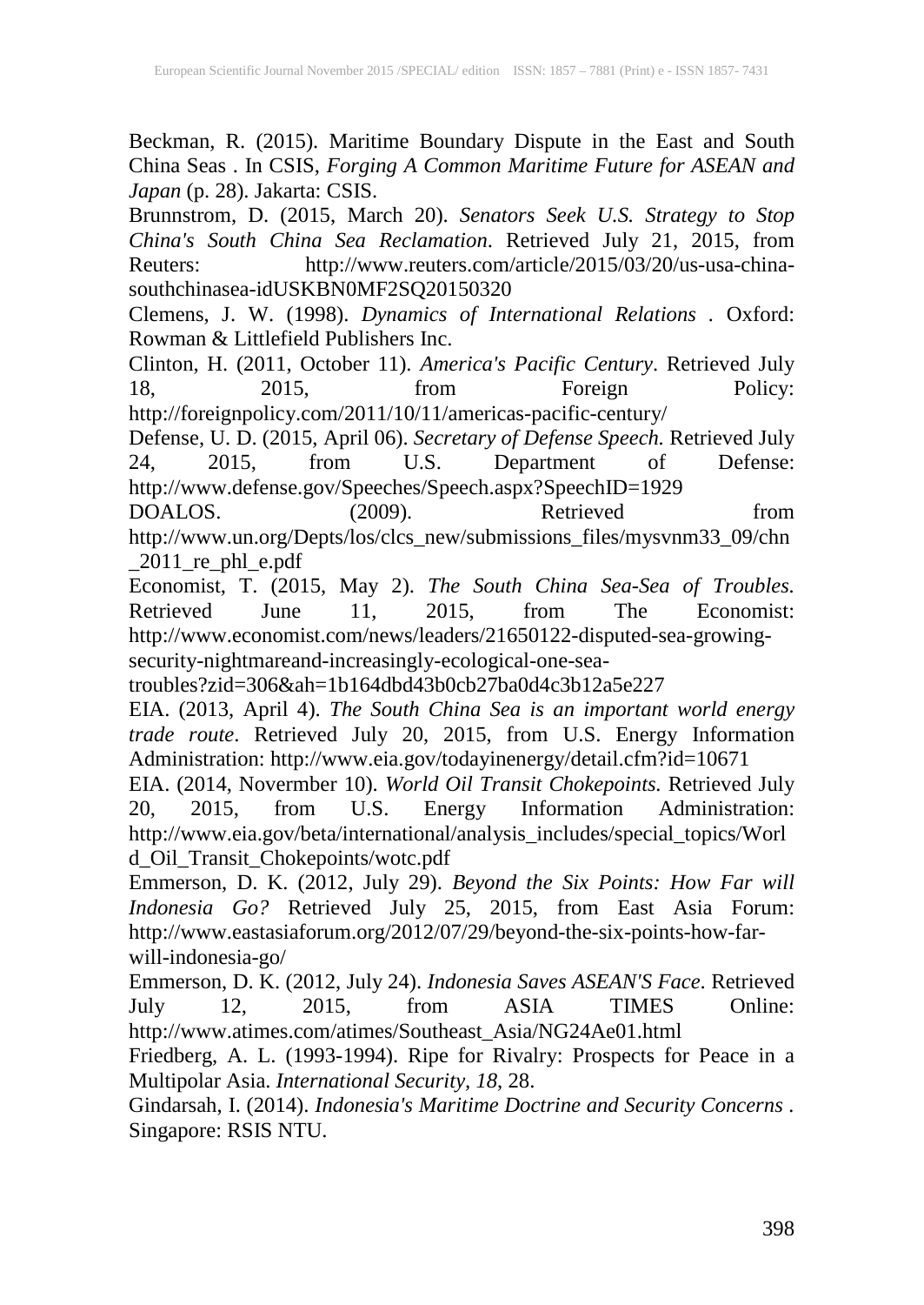Beckman, R. (2015). Maritime Boundary Dispute in the East and South China Seas . In CSIS, *Forging A Common Maritime Future for ASEAN and Japan* (p. 28). Jakarta: CSIS.

Brunnstrom, D. (2015, March 20). *Senators Seek U.S. Strategy to Stop China's South China Sea Reclamation*. Retrieved July 21, 2015, from Reuters: http://www.reuters.com/article/2015/03/20/us-usa-china-southchinasea-idUSKBN0MF2SQ20150320

Clemens, J. W. (1998). *Dynamics of International Relations* . Oxford: Rowman & Littlefield Publishers Inc.

Clinton, H. (2011, October 11). *America's Pacific Century*. Retrieved July 18, 2015, from Foreign Policy: http://foreignpolicy.com/2011/10/11/americas-pacific-century/

Defense, U. D. (2015, April 06). *Secretary of Defense Speech.* Retrieved July 24, 2015, from U.S. Department of Defense: http://www.defense.gov/Speeches/Speech.aspx?SpeechID=1929

DOALOS. (2009). Retrieved from http://www.un.org/Depts/los/clcs_new/submissions_files/mysvnm33_09/chn_2011_re_phl_e.pdf

Economist, T. (2015, May 2). *The South China Sea-Sea of Troubles.* Retrieved June 11, 2015, from The Economist: http://www.economist.com/news/leaders/21650122-disputed-sea-growing-security-nightmareand-increasingly-ecological-one-sea-troubles?zid=306&ah=1b164dbd43b0cb27ba0d4c3b12a5e227

EIA. (2013, April 4). *The South China Sea is an important world energy trade route*. Retrieved July 20, 2015, from U.S. Energy Information Administration: http://www.eia.gov/todayinenergy/detail.cfm?id=10671

EIA. (2014, Novermber 10). *World Oil Transit Chokepoints.* Retrieved July 20, 2015, from U.S. Energy Information Administration: http://www.eia.gov/beta/international/analysis_includes/special_topics/World_Oil_Transit_Chokepoints/wotc.pdf

Emmerson, D. K. (2012, July 29). *Beyond the Six Points: How Far will Indonesia Go?* Retrieved July 25, 2015, from East Asia Forum: http://www.eastasiaforum.org/2012/07/29/beyond-the-six-points-how-far-will-indonesia-go/

Emmerson, D. K. (2012, July 24). *Indonesia Saves ASEAN'S Face*. Retrieved July 12, 2015, from ASIA TIMES Online: http://www.atimes.com/atimes/Southeast_Asia/NG24Ae01.html

Friedberg, A. L. (1993-1994). Ripe for Rivalry: Prospects for Peace in a Multipolar Asia. *International Security, 18*, 28.

Gindarsah, I. (2014). *Indonesia's Maritime Doctrine and Security Concerns* . Singapore: RSIS NTU.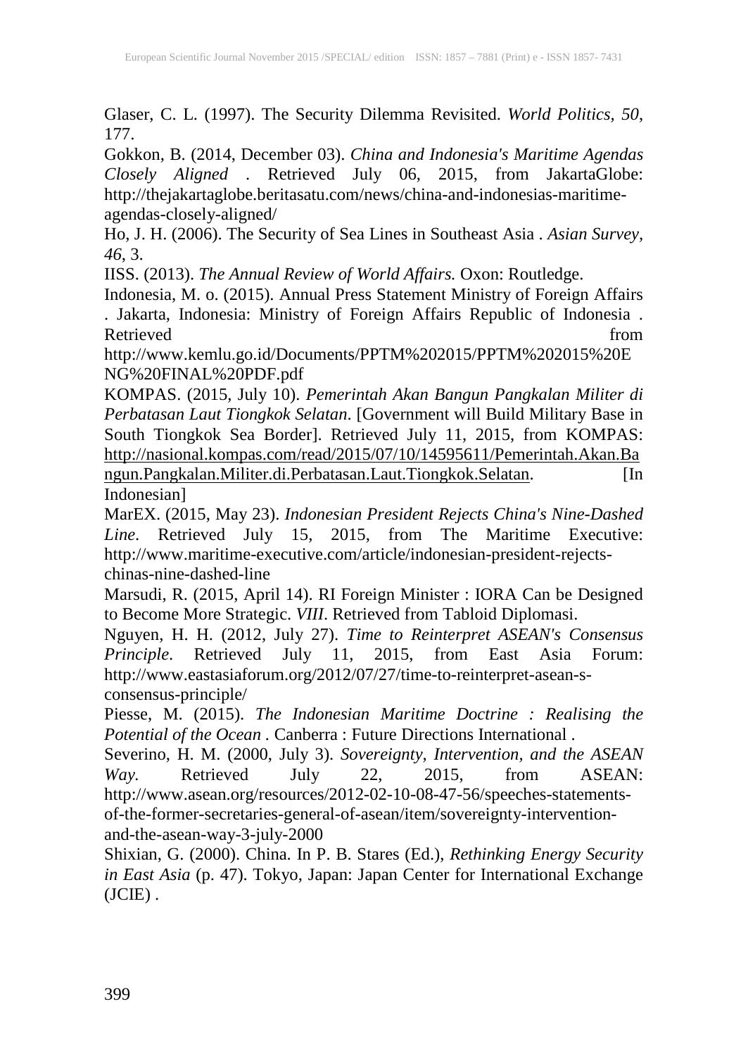Glaser, C. L. (1997). The Security Dilemma Revisited. *World Politics, 50*, 177.

Gokkon, B. (2014, December 03). *China and Indonesia's Maritime Agendas Closely Aligned* . Retrieved July 06, 2015, from JakartaGlobe: http://thejakartaglobe.beritasatu.com/news/china-and-indonesias-maritime-agendas-closely-aligned/

Ho, J. H. (2006). The Security of Sea Lines in Southeast Asia . *Asian Survey, 46*, 3.

IISS. (2013). *The Annual Review of World Affairs.* Oxon: Routledge.

Indonesia, M. o. (2015). Annual Press Statement Ministry of Foreign Affairs . Jakarta, Indonesia: Ministry of Foreign Affairs Republic of Indonesia . Retrieved from http://www.kemlu.go.id/Documents/PPTM%202015/PPTM%202015%20ENG%20FINAL%20PDF.pdf

KOMPAS. (2015, July 10). *Pemerintah Akan Bangun Pangkalan Militer di Perbatasan Laut Tiongkok Selatan*. [Government will Build Military Base in South Tiongkok Sea Border]. Retrieved July 11, 2015, from KOMPAS: http://nasional.kompas.com/read/2015/07/10/14595611/Pemerintah.Akan.Bangun.Pangkalan.Militer.di.Perbatasan.Laut.Tiongkok.Selatan. [In Indonesian]

MarEX. (2015, May 23). *Indonesian President Rejects China's Nine-Dashed Line*. Retrieved July 15, 2015, from The Maritime Executive: http://www.maritime-executive.com/article/indonesian-president-rejects-chinas-nine-dashed-line

Marsudi, R. (2015, April 14). RI Foreign Minister : IORA Can be Designed to Become More Strategic. *VIII*. Retrieved from Tabloid Diplomasi.

Nguyen, H. H. (2012, July 27). *Time to Reinterpret ASEAN's Consensus Principle*. Retrieved July 11, 2015, from East Asia Forum: http://www.eastasiaforum.org/2012/07/27/time-to-reinterpret-asean-s-consensus-principle/

Piesse, M. (2015). *The Indonesian Maritime Doctrine : Realising the Potential of the Ocean* . Canberra : Future Directions International .

Severino, H. M. (2000, July 3). *Sovereignty, Intervention, and the ASEAN Way.* Retrieved July 22, 2015, from ASEAN: http://www.asean.org/resources/2012-02-10-08-47-56/speeches-statements-of-the-former-secretaries-general-of-asean/item/sovereignty-intervention-and-the-asean-way-3-july-2000

Shixian, G. (2000). China. In P. B. Stares (Ed.), *Rethinking Energy Security in East Asia* (p. 47). Tokyo, Japan: Japan Center for International Exchange (JCIE) .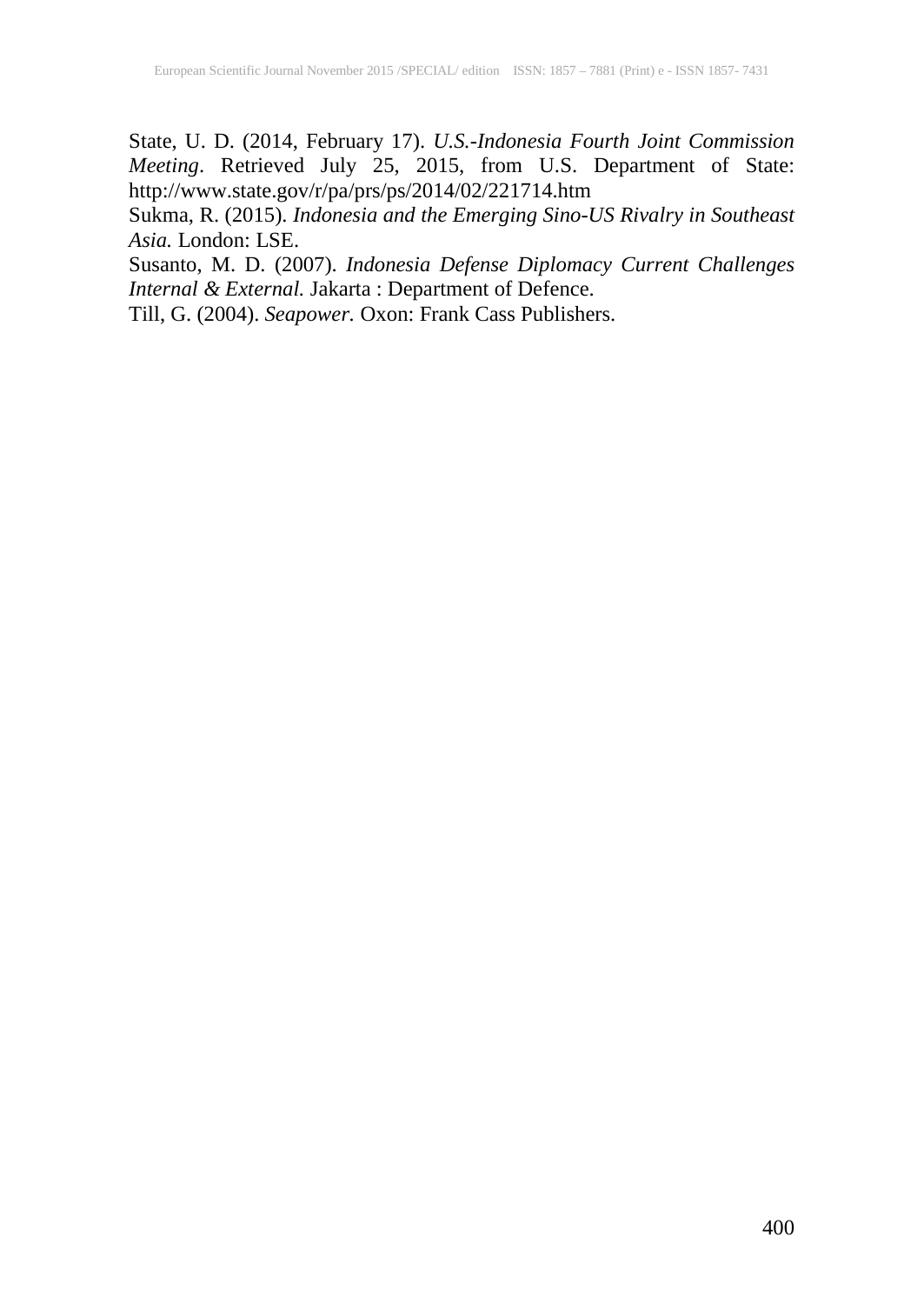State, U. D. (2014, February 17). *U.S.-Indonesia Fourth Joint Commission Meeting*. Retrieved July 25, 2015, from U.S. Department of State: http://www.state.gov/r/pa/prs/ps/2014/02/221714.htm

Sukma, R. (2015). *Indonesia and the Emerging Sino-US Rivalry in Southeast Asia.* London: LSE.

Susanto, M. D. (2007). *Indonesia Defense Diplomacy Current Challenges Internal & External.* Jakarta : Department of Defence.

Till, G. (2004). *Seapower.* Oxon: Frank Cass Publishers.